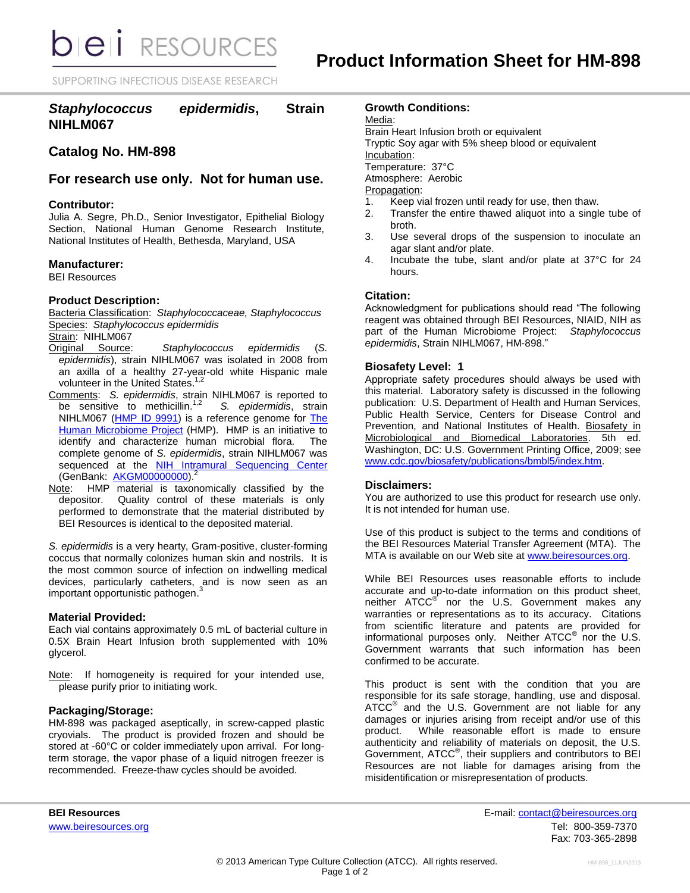# Product Information Sheet for HM-898

## *Staphylococcus epidermidis*, Strain NIHLM067

## Catalog No. HM-898

## For research use only. Not for human use.

### Contributor:

Julia A. Segre, Ph.D., Senior Investigator, Epithelial Biology Section, National Human Genome Research Institute, National Institutes of Health, Bethesda, Maryland, USA

### Manufacturer:

BEI Resources

### Product Description:

Bacteria Classification: *Staphylococcaceae, Staphylococcus*

Species: *Staphylococcus epidermidis*

Strain: NIHLM067

Original Source: *Staphylococcus epidermidis* (*S. epidermidis*), strain NIHLM067 was isolated in 2008 from an axilla of a healthy 27-year-old white Hispanic male volunteer in the United States.[1,2]

Comments: *S. epidermidis*, strain NIHLM067 is reported to be sensitive to methicillin.[1,2] *S. epidermidis*, strain NIHLM067 (HMP ID 9991) is a reference genome for The Human Microbiome Project (HMP). HMP is an initiative to identify and characterize human microbial flora. The complete genome of *S. epidermidis*, strain NIHLM067 was sequenced at the NIH Intramural Sequencing Center (GenBank: AKGM00000000).[2]

Note: HMP material is taxonomically classified by the depositor. Quality control of these materials is only performed to demonstrate that the material distributed by BEI Resources is identical to the deposited material.

*S. epidermidis* is a very hearty, Gram-positive, cluster-forming coccus that normally colonizes human skin and nostrils. It is the most common source of infection on indwelling medical devices, particularly catheters, and is now seen as an important opportunistic pathogen.[3]

### Material Provided:

Each vial contains approximately 0.5 mL of bacterial culture in 0.5X Brain Heart Infusion broth supplemented with 10% glycerol.

Note: If homogeneity is required for your intended use, please purify prior to initiating work.

### Packaging/Storage:

HM-898 was packaged aseptically, in screw-capped plastic cryovials. The product is provided frozen and should be stored at -60°C or colder immediately upon arrival. For long-term storage, the vapor phase of a liquid nitrogen freezer is recommended. Freeze-thaw cycles should be avoided.

### Growth Conditions:

Media:
Brain Heart Infusion broth or equivalent
Tryptic Soy agar with 5% sheep blood or equivalent

Incubation:
Temperature: 37°C
Atmosphere: Aerobic

Propagation:
1. Keep vial frozen until ready for use, then thaw.
2. Transfer the entire thawed aliquot into a single tube of broth.
3. Use several drops of the suspension to inoculate an agar slant and/or plate.
4. Incubate the tube, slant and/or plate at 37°C for 24 hours.

### Citation:

Acknowledgment for publications should read "The following reagent was obtained through BEI Resources, NIAID, NIH as part of the Human Microbiome Project: *Staphylococcus epidermidis*, Strain NIHLM067, HM-898."

### Biosafety Level: 1

Appropriate safety procedures should always be used with this material. Laboratory safety is discussed in the following publication: U.S. Department of Health and Human Services, Public Health Service, Centers for Disease Control and Prevention, and National Institutes of Health. Biosafety in Microbiological and Biomedical Laboratories. 5th ed. Washington, DC: U.S. Government Printing Office, 2009; see www.cdc.gov/biosafety/publications/bmbl5/index.htm.

### Disclaimers:

You are authorized to use this product for research use only. It is not intended for human use.

Use of this product is subject to the terms and conditions of the BEI Resources Material Transfer Agreement (MTA). The MTA is available on our Web site at www.beiresources.org.

While BEI Resources uses reasonable efforts to include accurate and up-to-date information on this product sheet, neither ATCC® nor the U.S. Government makes any warranties or representations as to its accuracy. Citations from scientific literature and patents are provided for informational purposes only. Neither ATCC® nor the U.S. Government warrants that such information has been confirmed to be accurate.

This product is sent with the condition that you are responsible for its safe storage, handling, use and disposal. ATCC® and the U.S. Government are not liable for any damages or injuries arising from receipt and/or use of this product. While reasonable effort is made to ensure authenticity and reliability of materials on deposit, the U.S. Government, ATCC®, their suppliers and contributors to BEI Resources are not liable for damages arising from the misidentification or misrepresentation of products.

**BEI Resources**
www.beiresources.org

E-mail: contact@beiresources.org
Tel: 800-359-7370
Fax: 703-365-2898

© 2013 American Type Culture Collection (ATCC). All rights reserved.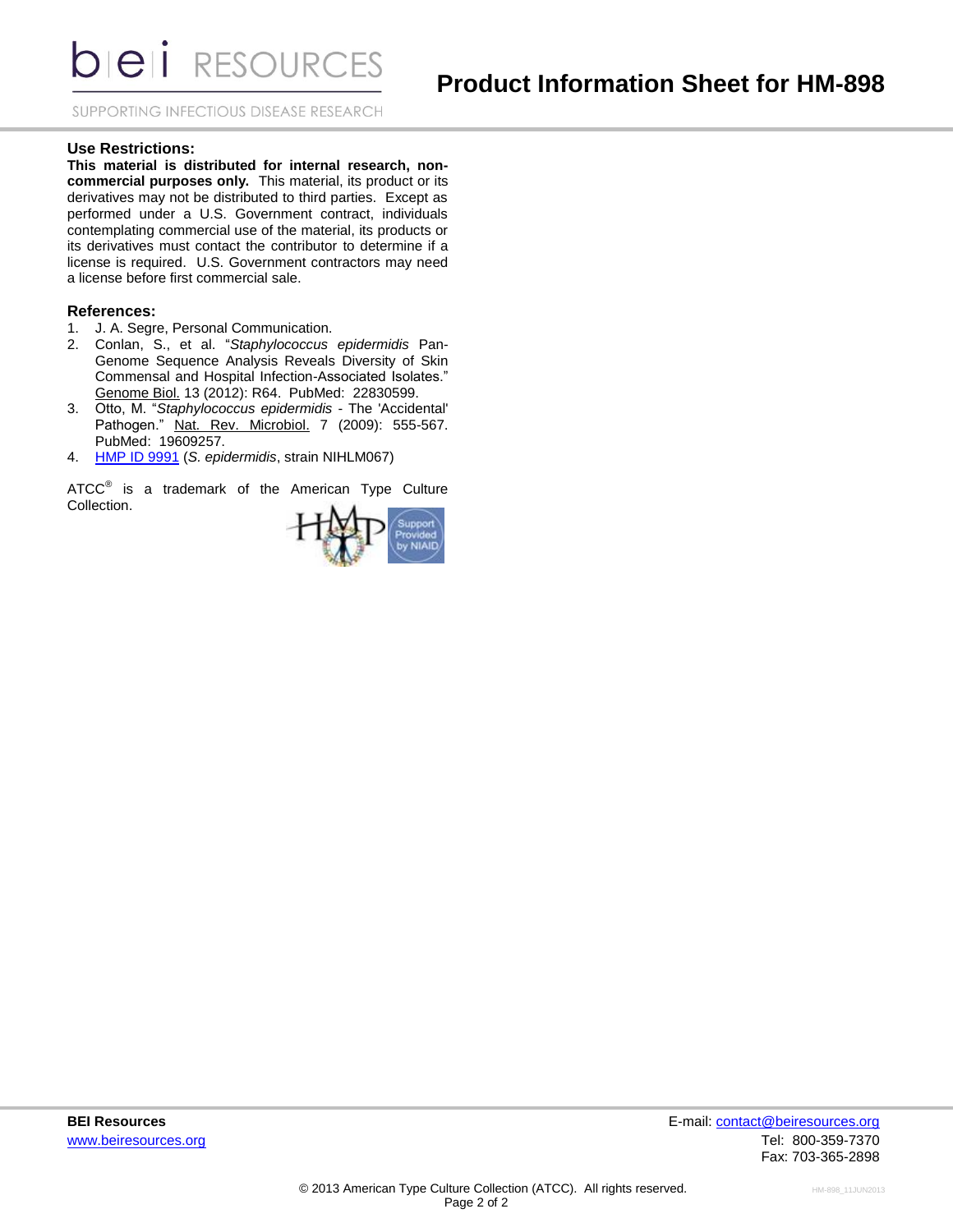## Use Restrictions:

**This material is distributed for internal research, non-commercial purposes only.** This material, its product or its derivatives may not be distributed to third parties. Except as performed under a U.S. Government contract, individuals contemplating commercial use of the material, its products or its derivatives must contact the contributor to determine if a license is required. U.S. Government contractors may need a license before first commercial sale.

## References:

1. J. A. Segre, Personal Communication.
2. Conlan, S., et al. "*Staphylococcus epidermidis* Pan-Genome Sequence Analysis Reveals Diversity of Skin Commensal and Hospital Infection-Associated Isolates." Genome Biol. 13 (2012): R64. PubMed: 22830599.
3. Otto, M. "*Staphylococcus epidermidis* - The 'Accidental' Pathogen." Nat. Rev. Microbiol. 7 (2009): 555-567. PubMed: 19609257.
4. HMP ID 9991 (*S. epidermidis*, strain NIHLM067)

ATCC® is a trademark of the American Type Culture Collection.

**BEI Resources**
www.beiresources.org

E-mail: contact@beiresources.org
Tel: 800-359-7370
Fax: 703-365-2898

© 2013 American Type Culture Collection (ATCC). All rights reserved.